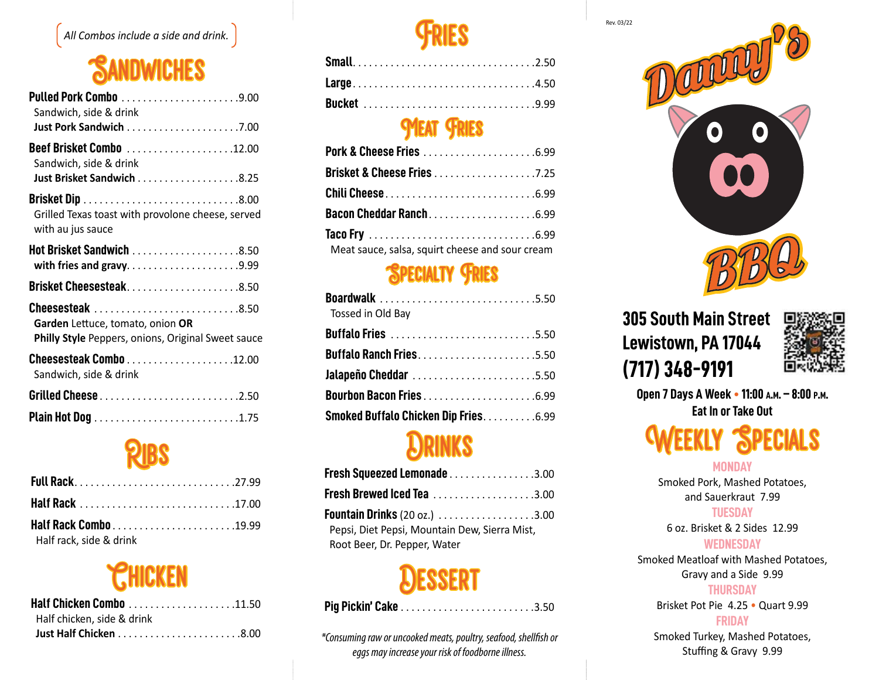*All Combos include a side and drink.*

## Sandwiches

**Pulled Pork Combo** ..... 9.00
Sandwich, side & drink
**Just Pork Sandwich** ..... 7.00

**Beef Brisket Combo** ..... 12.00
Sandwich, side & drink
**Just Brisket Sandwich** ..... 8.25

**Brisket Dip** ..... 8.00
Grilled Texas toast with provolone cheese, served with au jus sauce

**Hot Brisket Sandwich** ..... 8.50
**with fries and gravy** ..... 9.99

**Brisket Cheesesteak** ..... 8.50

**Cheesesteak** ..... 8.50
**Garden** Lettuce, tomato, onion **OR**
**Philly Style** Peppers, onions, Original Sweet sauce

**Cheesesteak Combo** ..... 12.00
Sandwich, side & drink

**Grilled Cheese** ..... 2.50

**Plain Hot Dog** ..... 1.75

## Ribs

**Full Rack** ..... 27.99

**Half Rack** ..... 17.00

**Half Rack Combo** ..... 19.99
Half rack, side & drink

## Chicken

**Half Chicken Combo** ..... 11.50
Half chicken, side & drink
**Just Half Chicken** ..... 8.00

## Fries

**Small** ..... 2.50

**Large** ..... 4.50

**Bucket** ..... 9.99

## Meat Fries

**Pork & Cheese Fries** ..... 6.99

**Brisket & Cheese Fries** ..... 7.25

**Chili Cheese** ..... 6.99

**Bacon Cheddar Ranch** ..... 6.99

**Taco Fry** ..... 6.99
Meat sauce, salsa, squirt cheese and sour cream

## Specialty Fries

**Boardwalk** ..... 5.50
Tossed in Old Bay

**Buffalo Fries** ..... 5.50

**Buffalo Ranch Fries** ..... 5.50

**Jalapeño Cheddar** ..... 5.50

**Bourbon Bacon Fries** ..... 6.99

**Smoked Buffalo Chicken Dip Fries** ..... 6.99

## Drinks

**Fresh Squeezed Lemonade** ..... 3.00

**Fresh Brewed Iced Tea** ..... 3.00

**Fountain Drinks** (20 oz.) ..... 3.00
Pepsi, Diet Pepsi, Mountain Dew, Sierra Mist, Root Beer, Dr. Pepper, Water

## Dessert

**Pig Pickin' Cake** ..... 3.50

*\*Consuming raw or uncooked meats, poultry, seafood, shellfish or eggs may increase your risk of foodborne illness.*

Rev. 03/22

# Danny's BBQ

**305 South Main Street**
**Lewistown, PA 17044**
**(717) 348-9191**

**Open 7 Days A Week • 11:00 A.M. – 8:00 P.M.**
**Eat In or Take Out**

## Weekly Specials

**MONDAY**
Smoked Pork, Mashed Potatoes, and Sauerkraut 7.99

**TUESDAY**
6 oz. Brisket & 2 Sides 12.99

**WEDNESDAY**
Smoked Meatloaf with Mashed Potatoes, Gravy and a Side 9.99

**THURSDAY**
Brisket Pot Pie 4.25 • Quart 9.99

**FRIDAY**
Smoked Turkey, Mashed Potatoes, Stuffing & Gravy 9.99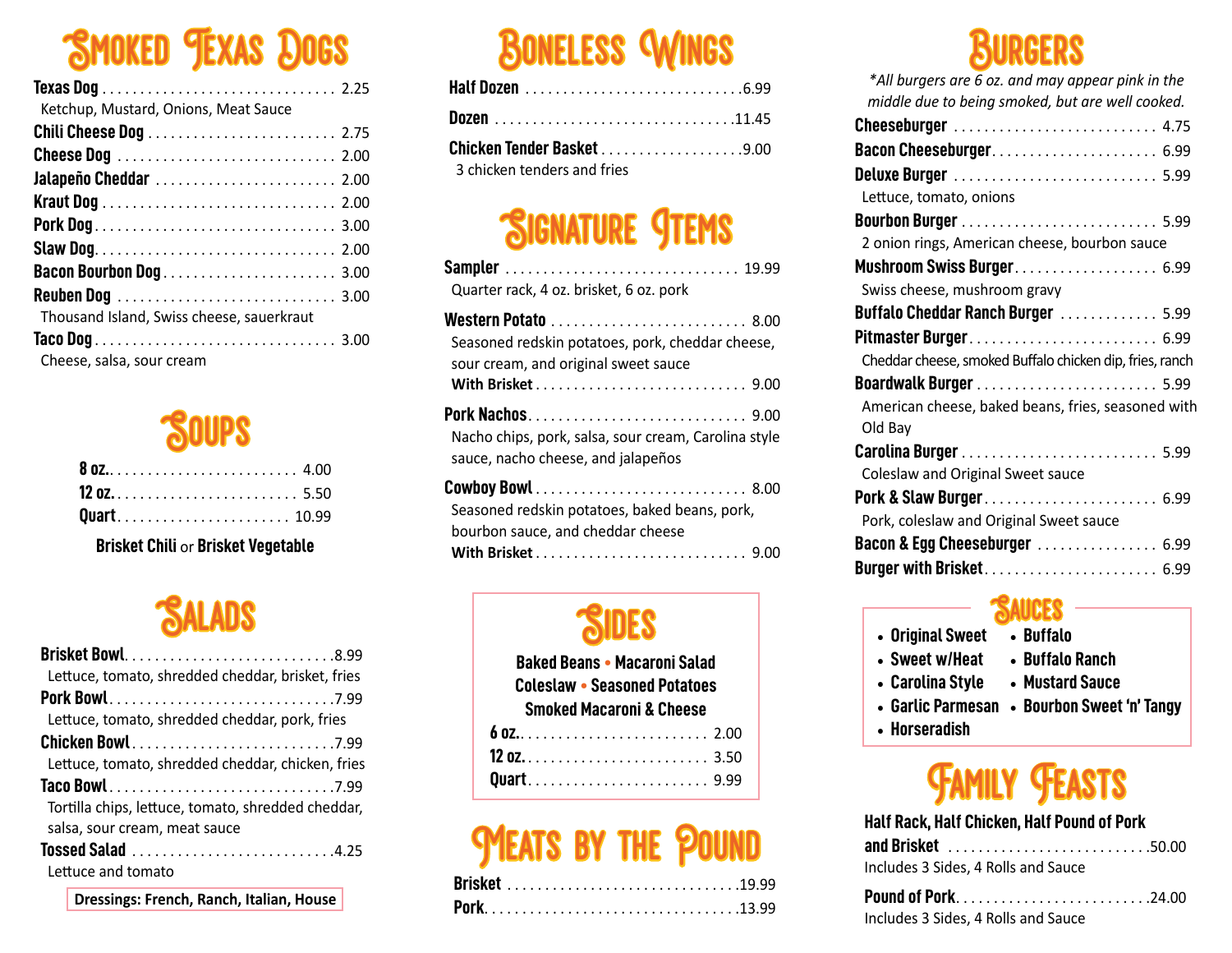## Smoked Texas Dogs

**Texas Dog** ............ 2.25
Ketchup, Mustard, Onions, Meat Sauce

**Chili Cheese Dog** ............ 2.75

**Cheese Dog** ............ 2.00

**Jalapeño Cheddar** ............ 2.00

**Kraut Dog** ............ 2.00

**Pork Dog** ............ 3.00

**Slaw Dog** ............ 2.00

**Bacon Bourbon Dog** ............ 3.00

**Reuben Dog** ............ 3.00
Thousand Island, Swiss cheese, sauerkraut

**Taco Dog** ............ 3.00
Cheese, salsa, sour cream

## Soups

**8 oz.** ............ 4.00

**12 oz.** ............ 5.50

**Quart** ............ 10.99

**Brisket Chili** or **Brisket Vegetable**

## Salads

**Brisket Bowl** ............ 8.99
Lettuce, tomato, shredded cheddar, brisket, fries

**Pork Bowl** ............ 7.99
Lettuce, tomato, shredded cheddar, pork, fries

**Chicken Bowl** ............ 7.99
Lettuce, tomato, shredded cheddar, chicken, fries

**Taco Bowl** ............ 7.99
Tortilla chips, lettuce, tomato, shredded cheddar, salsa, sour cream, meat sauce

**Tossed Salad** ............ 4.25
Lettuce and tomato

**Dressings: French, Ranch, Italian, House**

## Boneless Wings

**Half Dozen** ............ 6.99

**Dozen** ............ 11.45

**Chicken Tender Basket** ............ 9.00
3 chicken tenders and fries

## Signature Items

**Sampler** ............ 19.99
Quarter rack, 4 oz. brisket, 6 oz. pork

**Western Potato** ............ 8.00
Seasoned redskin potatoes, pork, cheddar cheese, sour cream, and original sweet sauce
**With Brisket** ............ 9.00

**Pork Nachos** ............ 9.00
Nacho chips, pork, salsa, sour cream, Carolina style sauce, nacho cheese, and jalapeños

**Cowboy Bowl** ............ 8.00
Seasoned redskin potatoes, baked beans, pork, bourbon sauce, and cheddar cheese
**With Brisket** ............ 9.00

## Sides

**Baked Beans • Macaroni Salad**
**Coleslaw • Seasoned Potatoes**
**Smoked Macaroni & Cheese**

**6 oz.** ............ 2.00

**12 oz.** ............ 3.50

**Quart** ............ 9.99

## Meats by the Pound

**Brisket** ............ 19.99

**Pork** ............ 13.99

## Burgers

*\*All burgers are 6 oz. and may appear pink in the middle due to being smoked, but are well cooked.*

**Cheeseburger** ............ 4.75

**Bacon Cheeseburger** ............ 6.99

**Deluxe Burger** ............ 5.99
Lettuce, tomato, onions

**Bourbon Burger** ............ 5.99
2 onion rings, American cheese, bourbon sauce

**Mushroom Swiss Burger** ............ 6.99
Swiss cheese, mushroom gravy

**Buffalo Cheddar Ranch Burger** ............ 5.99

**Pitmaster Burger** ............ 6.99
Cheddar cheese, smoked Buffalo chicken dip, fries, ranch

**Boardwalk Burger** ............ 5.99
American cheese, baked beans, fries, seasoned with Old Bay

**Carolina Burger** ............ 5.99
Coleslaw and Original Sweet sauce

**Pork & Slaw Burger** ............ 6.99
Pork, coleslaw and Original Sweet sauce

**Bacon & Egg Cheeseburger** ............ 6.99

**Burger with Brisket** ............ 6.99

## Sauces

- **Original Sweet**
- **Sweet w/Heat**
- **Carolina Style**
- **Garlic Parmesan**
- **Horseradish**
- **Buffalo**
- **Buffalo Ranch**
- **Mustard Sauce**
- **Bourbon Sweet 'n' Tangy**

## Family Feasts

**Half Rack, Half Chicken, Half Pound of Pork and Brisket** ............ 50.00
Includes 3 Sides, 4 Rolls and Sauce

**Pound of Pork** ............ 24.00
Includes 3 Sides, 4 Rolls and Sauce